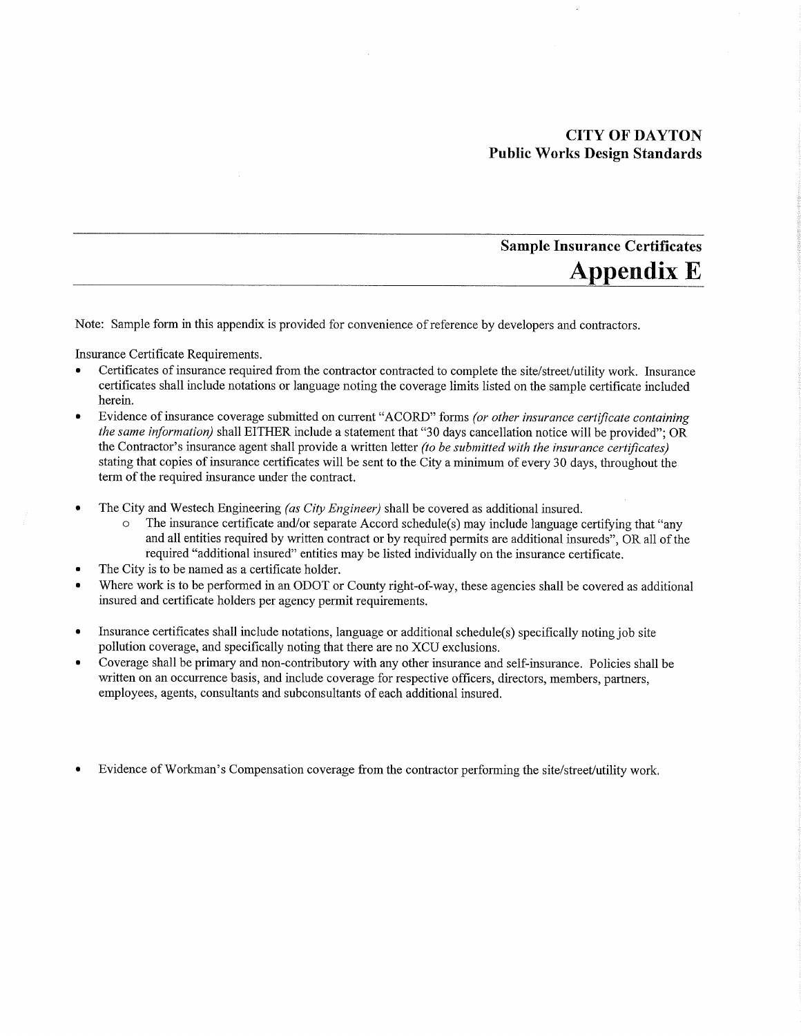# CITY OF DAYTON
## Public Works Design Standards

## Sample Insurance Certificates
# Appendix E

Note: Sample form in this appendix is provided for convenience of reference by developers and contractors.

Insurance Certificate Requirements.

- Certificates of insurance required from the contractor contracted to complete the site/street/utility work. Insurance certificates shall include notations or language noting the coverage limits listed on the sample certificate included herein.
- Evidence of insurance coverage submitted on current "ACORD" forms *(or other insurance certificate containing the same information)* shall EITHER include a statement that "30 days cancellation notice will be provided"; OR the Contractor's insurance agent shall provide a written letter *(to be submitted with the insurance certificates)* stating that copies of insurance certificates will be sent to the City a minimum of every 30 days, throughout the term of the required insurance under the contract.
- The City and Westech Engineering *(as City Engineer)* shall be covered as additional insured.
  - The insurance certificate and/or separate Accord schedule(s) may include language certifying that "any and all entities required by written contract or by required permits are additional insureds", OR all of the required "additional insured" entities may be listed individually on the insurance certificate.
- The City is to be named as a certificate holder.
- Where work is to be performed in an ODOT or County right-of-way, these agencies shall be covered as additional insured and certificate holders per agency permit requirements.
- Insurance certificates shall include notations, language or additional schedule(s) specifically noting job site pollution coverage, and specifically noting that there are no XCU exclusions.
- Coverage shall be primary and non-contributory with any other insurance and self-insurance. Policies shall be written on an occurrence basis, and include coverage for respective officers, directors, members, partners, employees, agents, consultants and subconsultants of each additional insured.
- Evidence of Workman's Compensation coverage from the contractor performing the site/street/utility work.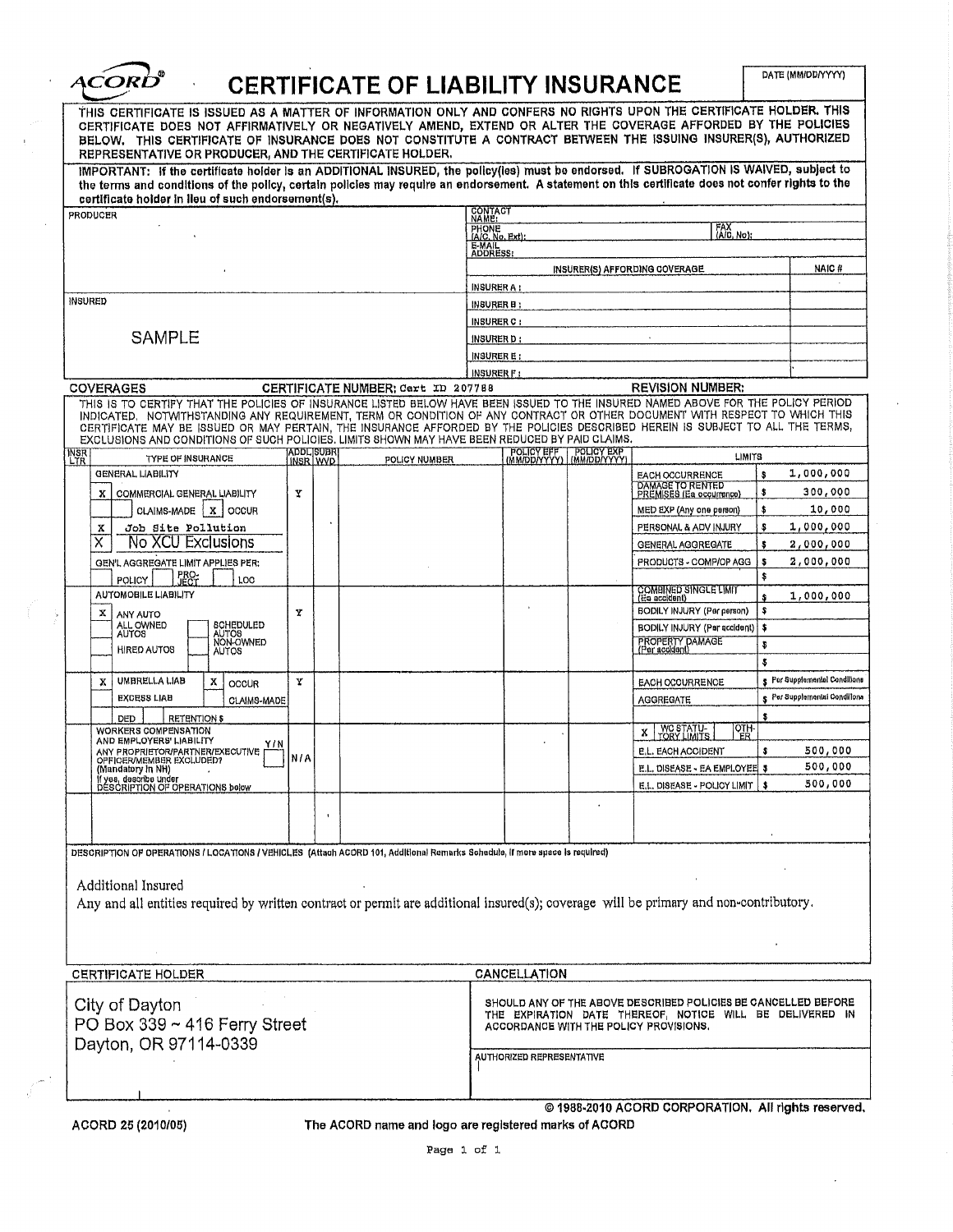ACORD®

# CERTIFICATE OF LIABILITY INSURANCE

DATE (MM/DD/YYYY)

THIS CERTIFICATE IS ISSUED AS A MATTER OF INFORMATION ONLY AND CONFERS NO RIGHTS UPON THE CERTIFICATE HOLDER. THIS CERTIFICATE DOES NOT AFFIRMATIVELY OR NEGATIVELY AMEND, EXTEND OR ALTER THE COVERAGE AFFORDED BY THE POLICIES BELOW. THIS CERTIFICATE OF INSURANCE DOES NOT CONSTITUTE A CONTRACT BETWEEN THE ISSUING INSURER(S), AUTHORIZED REPRESENTATIVE OR PRODUCER, AND THE CERTIFICATE HOLDER.

IMPORTANT: If the certificate holder is an ADDITIONAL INSURED, the policy(ies) must be endorsed. If SUBROGATION IS WAIVED, subject to the terms and conditions of the policy, certain policies may require an endorsement. A statement on this certificate does not confer rights to the certificate holder in lieu of such endorsement(s).

| | | |
|---|---|---|
| PRODUCER | CONTACT NAME: | |
| | PHONE (A/C, No, Ext): | FAX (A/C, No): |
| | E-MAIL ADDRESS: | |
| | INSURER(S) AFFORDING COVERAGE | NAIC # |
| | INSURER A : | |
| INSURED | INSURER B : | |
| | INSURER C : | |
| SAMPLE | INSURER D : | |
| | INSURER E : | |
| | INSURER F : | |

**COVERAGES** CERTIFICATE NUMBER: Cert ID 207788 REVISION NUMBER:

THIS IS TO CERTIFY THAT THE POLICIES OF INSURANCE LISTED BELOW HAVE BEEN ISSUED TO THE INSURED NAMED ABOVE FOR THE POLICY PERIOD INDICATED. NOTWITHSTANDING ANY REQUIREMENT, TERM OR CONDITION OF ANY CONTRACT OR OTHER DOCUMENT WITH RESPECT TO WHICH THIS CERTIFICATE MAY BE ISSUED OR MAY PERTAIN, THE INSURANCE AFFORDED BY THE POLICIES DESCRIBED HEREIN IS SUBJECT TO ALL THE TERMS, EXCLUSIONS AND CONDITIONS OF SUCH POLICIES. LIMITS SHOWN MAY HAVE BEEN REDUCED BY PAID CLAIMS.

| INSR LTR | TYPE OF INSURANCE | ADDL INSR | SUBR WVD | POLICY NUMBER | POLICY EFF (MM/DD/YYYY) | POLICY EXP (MM/DD/YYYY) | LIMITS | |
|---|---|---|---|---|---|---|---|---|
| | GENERAL LIABILITY | | | | | | EACH OCCURRENCE | $ 1,000,000 |
| | X COMMERCIAL GENERAL LIABILITY | Y | | | | | DAMAGE TO RENTED PREMISES (Ea occurrence) | $ 300,000 |
| | CLAIMS-MADE [X] OCCUR | | | | | | MED EXP (Any one person) | $ 10,000 |
| | X Job Site Pollution | | | | | | PERSONAL & ADV INJURY | $ 1,000,000 |
| | X No XCU Exclusions | | | | | | GENERAL AGGREGATE | $ 2,000,000 |
| | GEN'L AGGREGATE LIMIT APPLIES PER: | | | | | | PRODUCTS - COMP/OP AGG | $ 2,000,000 |
| | POLICY [ ] PRO-JECT [ ] LOC [ ] | | | | | | | $ |
| | AUTOMOBILE LIABILITY | | | | | | COMBINED SINGLE LIMIT (Ea accident) | $ 1,000,000 |
| | X ANY AUTO | Y | | | | | BODILY INJURY (Per person) | $ |
| | ALL OWNED AUTOS [ ] SCHEDULED AUTOS | | | | | | BODILY INJURY (Per accident) | $ |
| | HIRED AUTOS [ ] NON-OWNED AUTOS | | | | | | PROPERTY DAMAGE (Per accident) | $ |
| | | | | | | | | $ |
| | X UMBRELLA LIAB [X] OCCUR | Y | | | | | EACH OCCURRENCE | $ Per Supplemental Conditions |
| | EXCESS LIAB [ ] CLAIMS-MADE | | | | | | AGGREGATE | $ Per Supplemental Conditions |
| | DED [ ] RETENTION $ | | | | | | | $ |
| | WORKERS COMPENSATION AND EMPLOYERS' LIABILITY Y/N | | | | | | X WC STATUTORY LIMITS [ ] OTHER | |
| | ANY PROPRIETOR/PARTNER/EXECUTIVE OFFICER/MEMBER EXCLUDED? (Mandatory in NH) | N/A | | | | | E.L. EACH ACCIDENT | $ 500,000 |
| | If yes, describe under DESCRIPTION OF OPERATIONS below | | | | | | E.L. DISEASE - EA EMPLOYEE | $ 500,000 |
| | | | | | | | E.L. DISEASE - POLICY LIMIT | $ 500,000 |

DESCRIPTION OF OPERATIONS / LOCATIONS / VEHICLES (Attach ACORD 101, Additional Remarks Schedule, if more space is required)

Additional Insured

Any and all entities required by written contract or permit are additional insured(s); coverage will be primary and non-contributory.

| CERTIFICATE HOLDER | CANCELLATION |
|---|---|
| City of Dayton<br>PO Box 339 ~ 416 Ferry Street<br>Dayton, OR 97114-0339 | SHOULD ANY OF THE ABOVE DESCRIBED POLICIES BE CANCELLED BEFORE THE EXPIRATION DATE THEREOF, NOTICE WILL BE DELIVERED IN ACCORDANCE WITH THE POLICY PROVISIONS. |
| | AUTHORIZED REPRESENTATIVE |

© 1988-2010 ACORD CORPORATION. All rights reserved.

ACORD 25 (2010/05) The ACORD name and logo are registered marks of ACORD